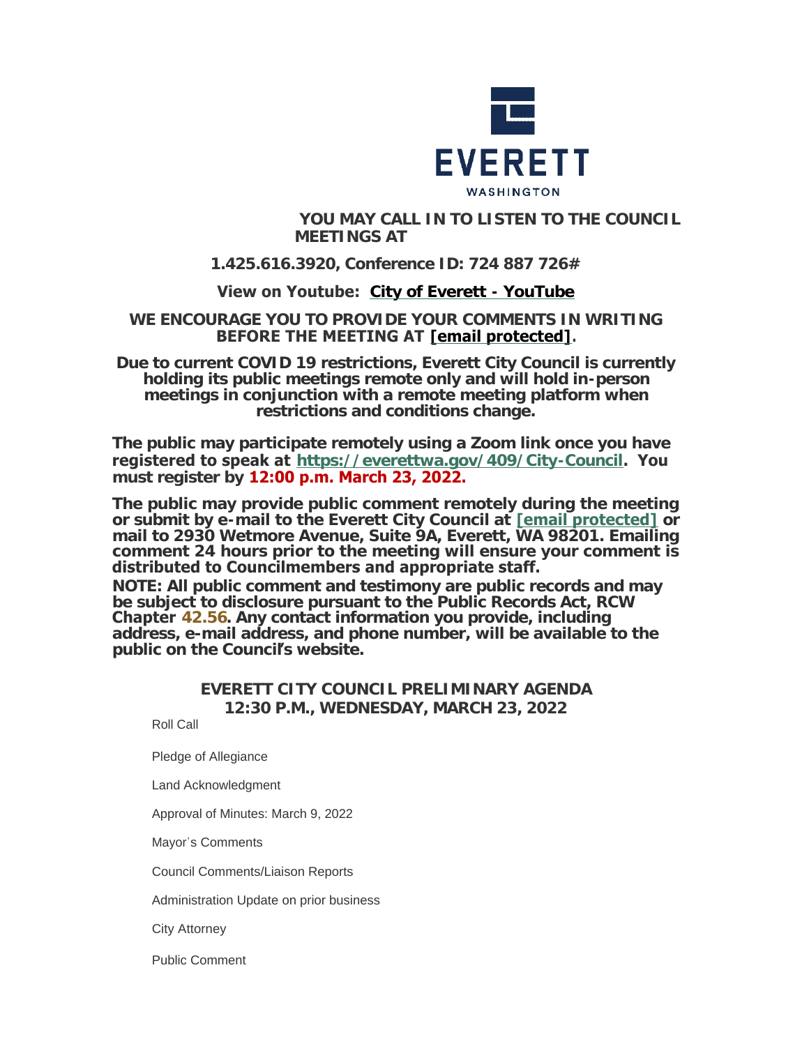EVERETT

WASHINGTON

**YOU MAY CALL IN TO LISTEN TO THE COUNCIL MEETINGS AT**

**1.425.616.3920, Conference ID: 724 887 726#**

**View on Youtube: City of Everett - YouTube**

**WE ENCOURAGE YOU TO PROVIDE YOUR COMMENTS IN WRITING BEFORE THE MEETING AT [email protected].**

**Due to current COVID 19 restrictions, Everett City Council is currently holding its public meetings remote only and will hold in-person meetings in conjunction with a remote meeting platform when restrictions and conditions change.**

**The public may participate remotely using a Zoom link once you have registered to speak at https://everettwa.gov/409/City-Council. You must register by 12:00 p.m. March 23, 2022.**

**The public may provide public comment remotely during the meeting or submit by e-mail to the Everett City Council at [email protected] or mail to 2930 Wetmore Avenue, Suite 9A, Everett, WA 98201. Emailing comment 24 hours prior to the meeting will ensure your comment is distributed to Councilmembers and appropriate staff.**

**NOTE: All public comment and testimony are public records and may be subject to disclosure pursuant to the Public Records Act, RCW Chapter 42.56. Any contact information you provide, including address, e-mail address, and phone number, will be available to the public on the Council's website.**

## EVERETT CITY COUNCIL PRELIMINARY AGENDA
## 12:30 P.M., WEDNESDAY, MARCH 23, 2022

Roll Call

Pledge of Allegiance

Land Acknowledgment

Approval of Minutes: March 9, 2022

Mayor's Comments

Council Comments/Liaison Reports

Administration Update on prior business

City Attorney

Public Comment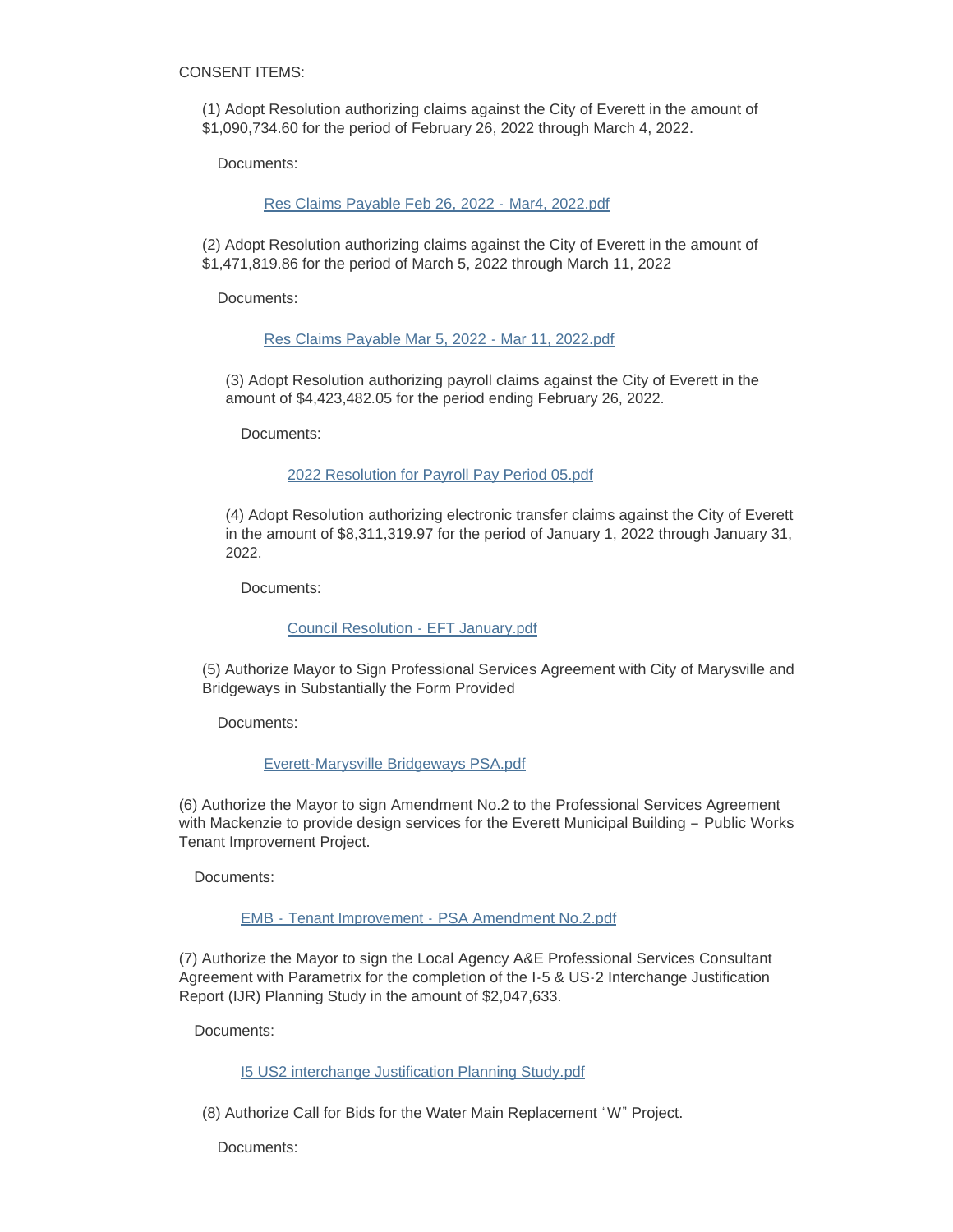CONSENT ITEMS:

(1) Adopt Resolution authorizing claims against the City of Everett in the amount of $1,090,734.60 for the period of February 26, 2022 through March 4, 2022.

Documents:

Res Claims Payable Feb 26, 2022 - Mar4, 2022.pdf

(2) Adopt Resolution authorizing claims against the City of Everett in the amount of $1,471,819.86 for the period of March 5, 2022 through March 11, 2022

Documents:

Res Claims Payable Mar 5, 2022 - Mar 11, 2022.pdf

(3) Adopt Resolution authorizing payroll claims against the City of Everett in the amount of $4,423,482.05 for the period ending February 26, 2022.

Documents:

2022 Resolution for Payroll Pay Period 05.pdf

(4) Adopt Resolution authorizing electronic transfer claims against the City of Everett in the amount of $8,311,319.97 for the period of January 1, 2022 through January 31, 2022.

Documents:

Council Resolution - EFT January.pdf

(5) Authorize Mayor to Sign Professional Services Agreement with City of Marysville and Bridgeways in Substantially the Form Provided

Documents:

Everett-Marysville Bridgeways PSA.pdf

(6) Authorize the Mayor to sign Amendment No.2 to the Professional Services Agreement with Mackenzie to provide design services for the Everett Municipal Building – Public Works Tenant Improvement Project.

Documents:

EMB - Tenant Improvement - PSA Amendment No.2.pdf

(7) Authorize the Mayor to sign the Local Agency A&E Professional Services Consultant Agreement with Parametrix for the completion of the I-5 & US-2 Interchange Justification Report (IJR) Planning Study in the amount of $2,047,633.

Documents:

I5 US2 interchange Justification Planning Study.pdf

(8) Authorize Call for Bids for the Water Main Replacement “W” Project.

Documents: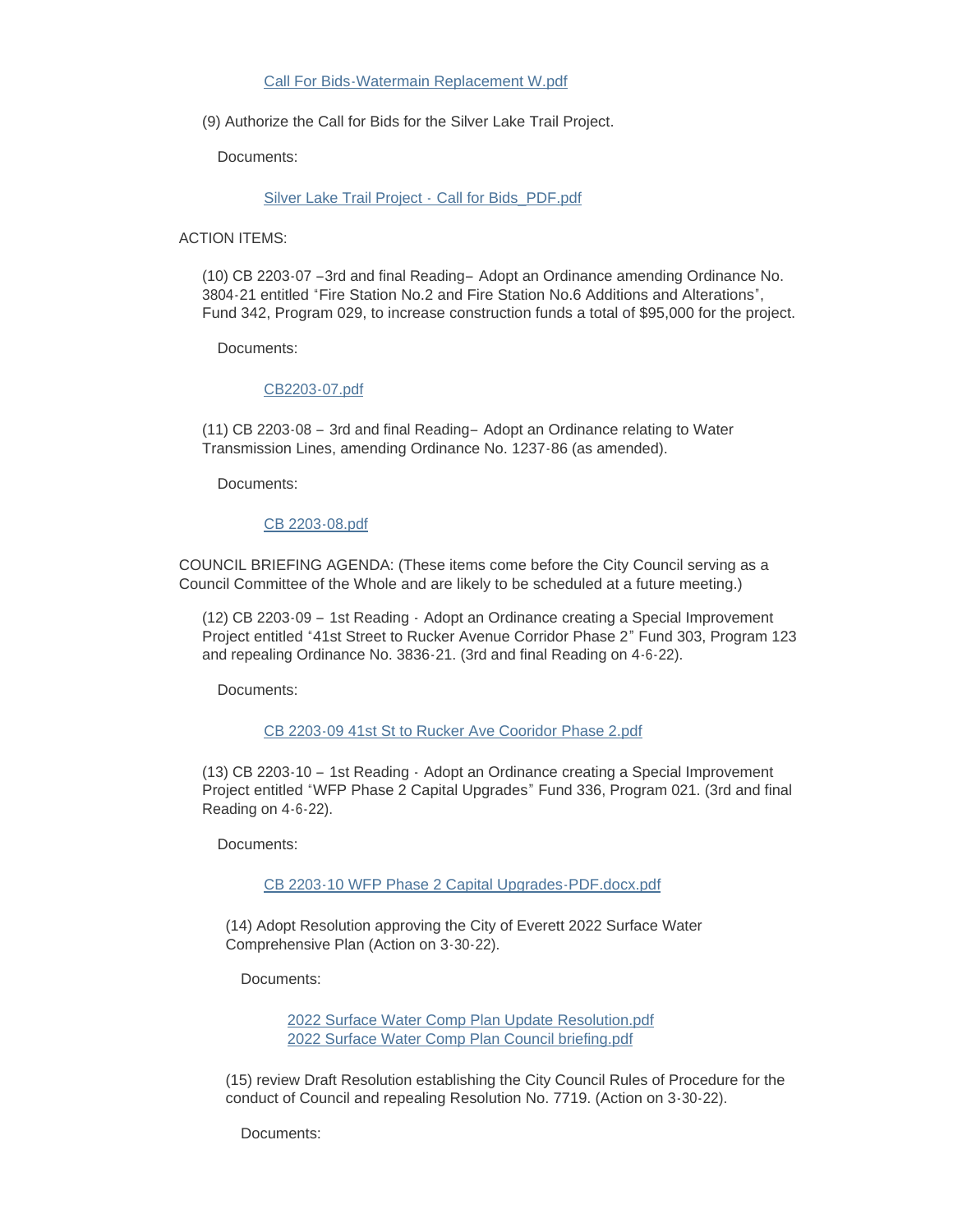Call For Bids-Watermain Replacement W.pdf

(9) Authorize the Call for Bids for the Silver Lake Trail Project.

Documents:

Silver Lake Trail Project - Call for Bids_PDF.pdf

ACTION ITEMS:

(10) CB 2203-07 –3rd and final Reading– Adopt an Ordinance amending Ordinance No. 3804-21 entitled "Fire Station No.2 and Fire Station No.6 Additions and Alterations", Fund 342, Program 029, to increase construction funds a total of $95,000 for the project.

Documents:

CB2203-07.pdf

(11) CB 2203-08 – 3rd and final Reading– Adopt an Ordinance relating to Water Transmission Lines, amending Ordinance No. 1237-86 (as amended).

Documents:

CB 2203-08.pdf

COUNCIL BRIEFING AGENDA: (These items come before the City Council serving as a Council Committee of the Whole and are likely to be scheduled at a future meeting.)

(12) CB 2203-09 – 1st Reading - Adopt an Ordinance creating a Special Improvement Project entitled "41st Street to Rucker Avenue Corridor Phase 2" Fund 303, Program 123 and repealing Ordinance No. 3836-21. (3rd and final Reading on 4-6-22).

Documents:

CB 2203-09 41st St to Rucker Ave Cooridor Phase 2.pdf

(13) CB 2203-10 – 1st Reading - Adopt an Ordinance creating a Special Improvement Project entitled "WFP Phase 2 Capital Upgrades" Fund 336, Program 021. (3rd and final Reading on 4-6-22).

Documents:

CB 2203-10 WFP Phase 2 Capital Upgrades-PDF.docx.pdf

(14) Adopt Resolution approving the City of Everett 2022 Surface Water Comprehensive Plan (Action on 3-30-22).

Documents:

2022 Surface Water Comp Plan Update Resolution.pdf
2022 Surface Water Comp Plan Council briefing.pdf

(15) review Draft Resolution establishing the City Council Rules of Procedure for the conduct of Council and repealing Resolution No. 7719. (Action on 3-30-22).

Documents: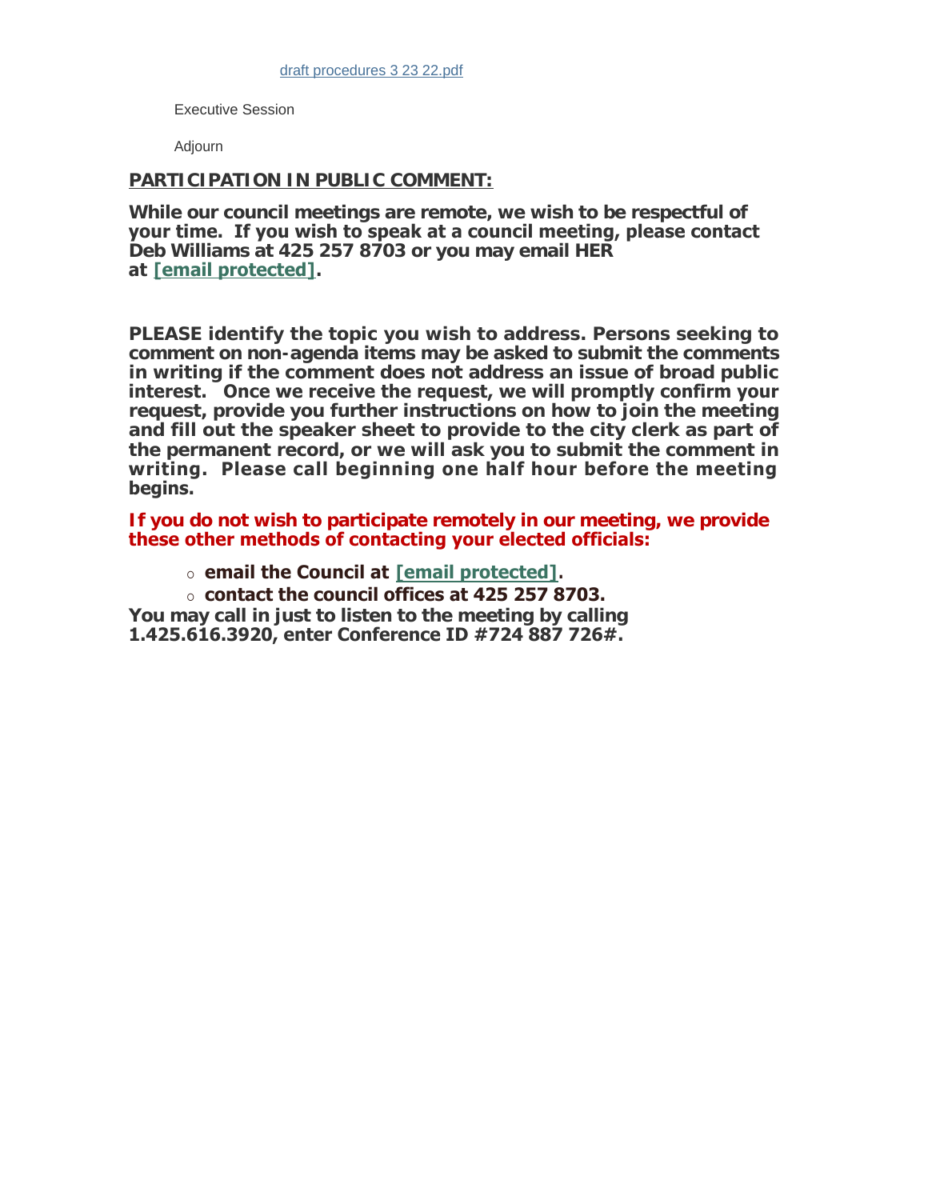[draft procedures 3 23 22.pdf]

Executive Session

Adjourn

## PARTICIPATION IN PUBLIC COMMENT:

**While our council meetings are remote, we wish to be respectful of your time. If you wish to speak at a council meeting, please contact Deb Williams at 425 257 8703 or you may email HER at [email protected].**

**PLEASE identify the topic you wish to address. Persons seeking to comment on non-agenda items may be asked to submit the comments in writing if the comment does not address an issue of broad public interest. Once we receive the request, we will promptly confirm your request, provide you further instructions on how to join the meeting and fill out the speaker sheet to provide to the city clerk as part of the permanent record, or we will ask you to submit the comment in writing. Please call beginning one half hour before the meeting begins.**

**If you do not wish to participate remotely in our meeting, we provide these other methods of contacting your elected officials:**

- **email the Council at [email protected].**
- **contact the council offices at 425 257 8703.**

**You may call in just to listen to the meeting by calling 1.425.616.3920, enter Conference ID #724 887 726#.**